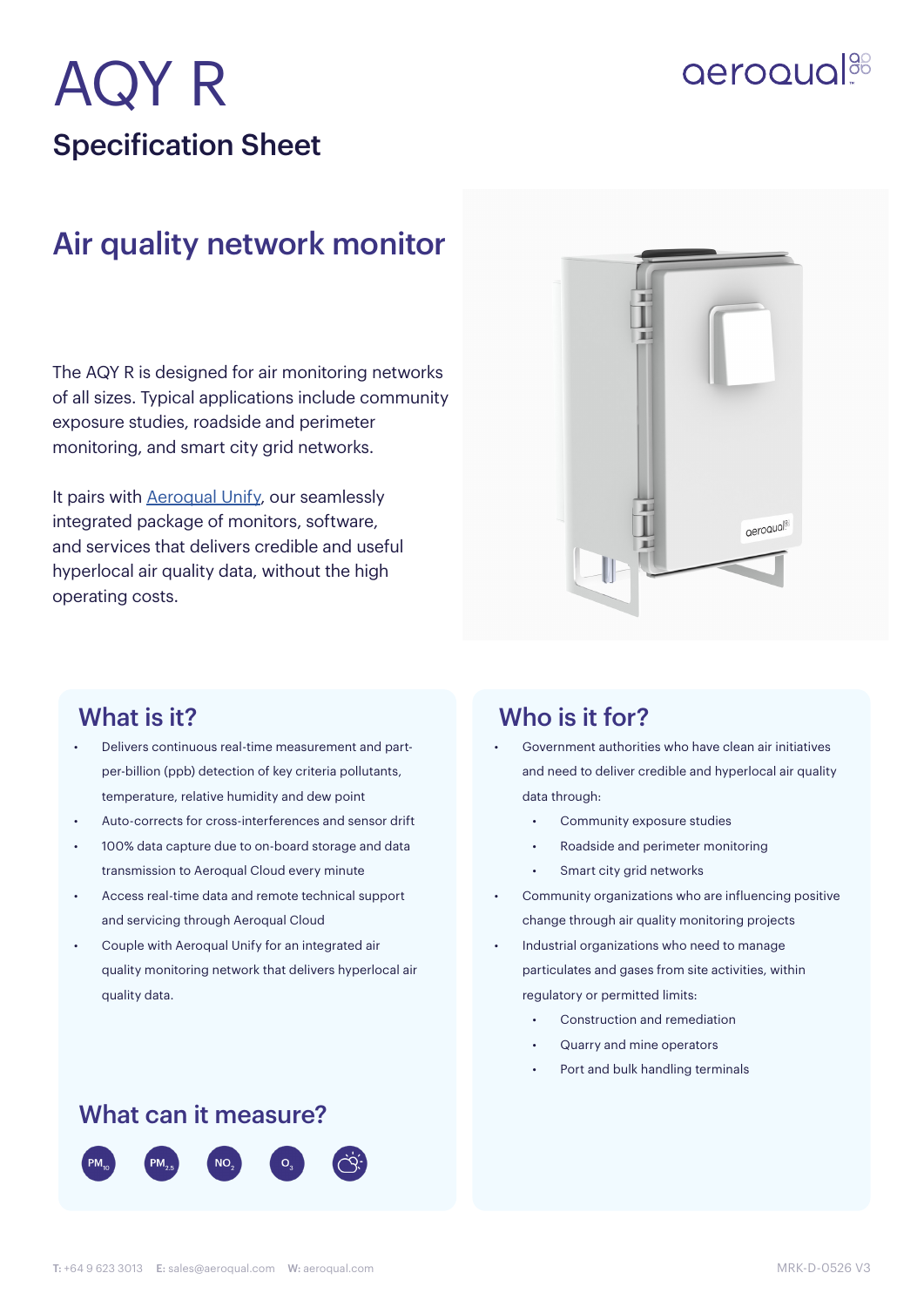# AQY R

## Specification Sheet

## Air quality network monitor

The AQY R is designed for air monitoring networks of all sizes. Typical applications include community exposure studies, roadside and perimeter monitoring, and smart city grid networks.

It pairs with Aeroqual Unify, our seamlessly integrated package of monitors, software, and services that delivers credible and useful hyperlocal air quality data, without the high operating costs.

### What is it?

- Delivers continuous real-time measurement and part-per-billion (ppb) detection of key criteria pollutants, temperature, relative humidity and dew point
- Auto-corrects for cross-interferences and sensor drift
- 100% data capture due to on-board storage and data transmission to Aeroqual Cloud every minute
- Access real-time data and remote technical support and servicing through Aeroqual Cloud
- Couple with Aeroqual Unify for an integrated air quality monitoring network that delivers hyperlocal air quality data.

### What can it measure?

$PM_{10}$ $PM_{2.5}$ $NO_2$ $O_3$

### Who is it for?

- Government authorities who have clean air initiatives and need to deliver credible and hyperlocal air quality data through:
  - Community exposure studies
  - Roadside and perimeter monitoring
  - Smart city grid networks
- Community organizations who are influencing positive change through air quality monitoring projects
- Industrial organizations who need to manage particulates and gases from site activities, within regulatory or permitted limits:
  - Construction and remediation
  - Quarry and mine operators
  - Port and bulk handling terminals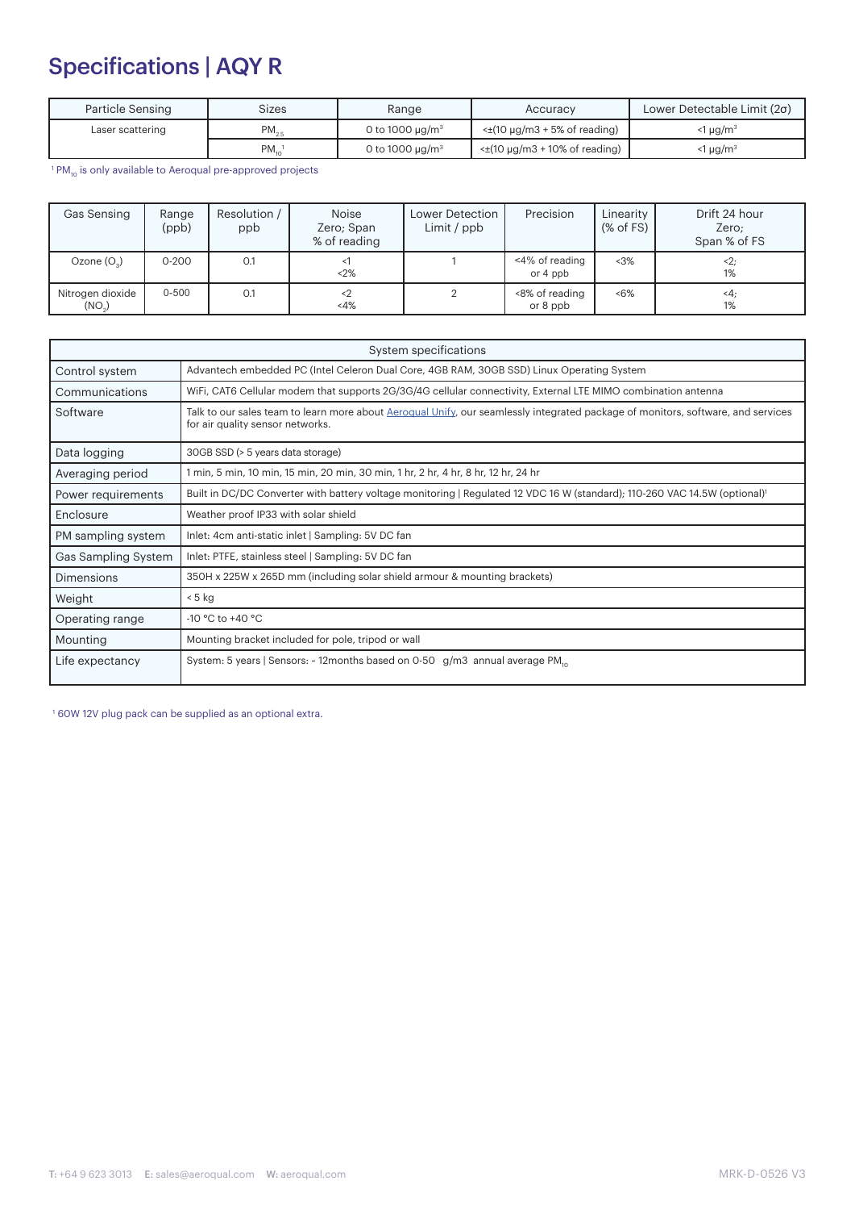# Specifications | AQY R

| Particle Sensing | Sizes | Range | Accuracy | Lower Detectable Limit (2σ) |
|---|---|---|---|---|
| Laser scattering | $PM_{2.5}$ | 0 to 1000 µg/m³ | <±(10 µg/m3 + 5% of reading) | <1 µg/m³ |
| | $PM_{10}$[1] | 0 to 1000 µg/m³ | <±(10 µg/m3 + 10% of reading) | <1 µg/m³ |

[1] $PM_{10}$ is only available to Aeroqual pre-approved projects

| Gas Sensing | Range (ppb) | Resolution / ppb | Noise Zero; Span % of reading | Lower Detection Limit / ppb | Precision | Linearity (% of FS) | Drift 24 hour Zero; Span % of FS |
|---|---|---|---|---|---|---|---|
| Ozone ($O_3$) | 0-200 | 0.1 | <1<br><2% | 1 | <4% of reading or 4 ppb | <3% | <2;<br>1% |
| Nitrogen dioxide ($NO_2$) | 0-500 | 0.1 | <2<br><4% | 2 | <8% of reading or 8 ppb | <6% | <4;<br>1% |

| System specifications | |
|---|---|
| Control system | Advantech embedded PC (Intel Celeron Dual Core, 4GB RAM, 30GB SSD) Linux Operating System |
| Communications | WiFi, CAT6 Cellular modem that supports 2G/3G/4G cellular connectivity, External LTE MIMO combination antenna |
| Software | Talk to our sales team to learn more about Aeroqual Unify, our seamlessly integrated package of monitors, software, and services for air quality sensor networks. |
| Data logging | 30GB SSD (> 5 years data storage) |
| Averaging period | 1 min, 5 min, 10 min, 15 min, 20 min, 30 min, 1 hr, 2 hr, 4 hr, 8 hr, 12 hr, 24 hr |
| Power requirements | Built in DC/DC Converter with battery voltage monitoring \| Regulated 12 VDC 16 W (standard); 110-260 VAC 14.5W (optional)[1] |
| Enclosure | Weather proof IP33 with solar shield |
| PM sampling system | Inlet: 4cm anti-static inlet \| Sampling: 5V DC fan |
| Gas Sampling System | Inlet: PTFE, stainless steel \| Sampling: 5V DC fan |
| Dimensions | 350H x 225W x 265D mm (including solar shield armour & mounting brackets) |
| Weight | < 5 kg |
| Operating range | -10 °C to +40 °C |
| Mounting | Mounting bracket included for pole, tripod or wall |
| Life expectancy | System: 5 years \| Sensors: ~ 12months based on 0-50 g/m3 annual average $PM_{10}$ |

[1] 60W 12V plug pack can be supplied as an optional extra.

T: +64 9 623 3013 E: sales@aeroqual.com W: aeroqual.com

MRK-D-0526 V3